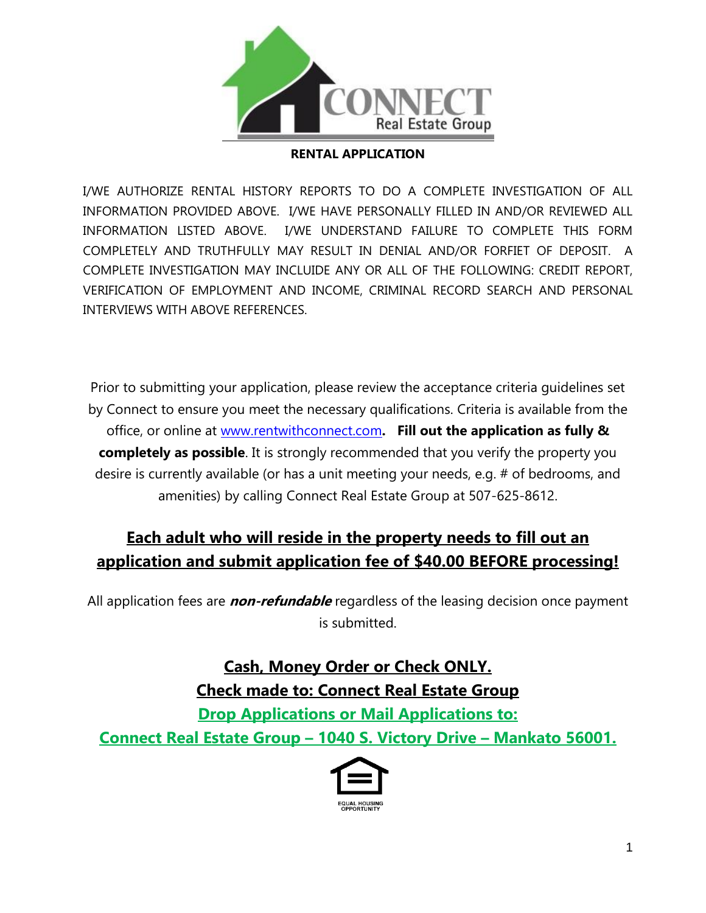CONNECT
Real Estate Group

# RENTAL APPLICATION

I/WE AUTHORIZE RENTAL HISTORY REPORTS TO DO A COMPLETE INVESTIGATION OF ALL INFORMATION PROVIDED ABOVE. I/WE HAVE PERSONALLY FILLED IN AND/OR REVIEWED ALL INFORMATION LISTED ABOVE. I/WE UNDERSTAND FAILURE TO COMPLETE THIS FORM COMPLETELY AND TRUTHFULLY MAY RESULT IN DENIAL AND/OR FORFIET OF DEPOSIT. A COMPLETE INVESTIGATION MAY INCLUIDE ANY OR ALL OF THE FOLLOWING: CREDIT REPORT, VERIFICATION OF EMPLOYMENT AND INCOME, CRIMINAL RECORD SEARCH AND PERSONAL INTERVIEWS WITH ABOVE REFERENCES.

Prior to submitting your application, please review the acceptance criteria guidelines set by Connect to ensure you meet the necessary qualifications. Criteria is available from the office, or online at www.rentwithconnect.com**. Fill out the application as fully & completely as possible**. It is strongly recommended that you verify the property you desire is currently available (or has a unit meeting your needs, e.g. # of bedrooms, and amenities) by calling Connect Real Estate Group at 507-625-8612.

## Each adult who will reside in the property needs to fill out an application and submit application fee of $40.00 BEFORE processing!

All application fees are ***non-refundable*** regardless of the leasing decision once payment is submitted.

**Cash, Money Order or Check ONLY.**

**Check made to: Connect Real Estate Group**

**Drop Applications or Mail Applications to:**

**Connect Real Estate Group – 1040 S. Victory Drive – Mankato 56001.**

EQUAL HOUSING OPPORTUNITY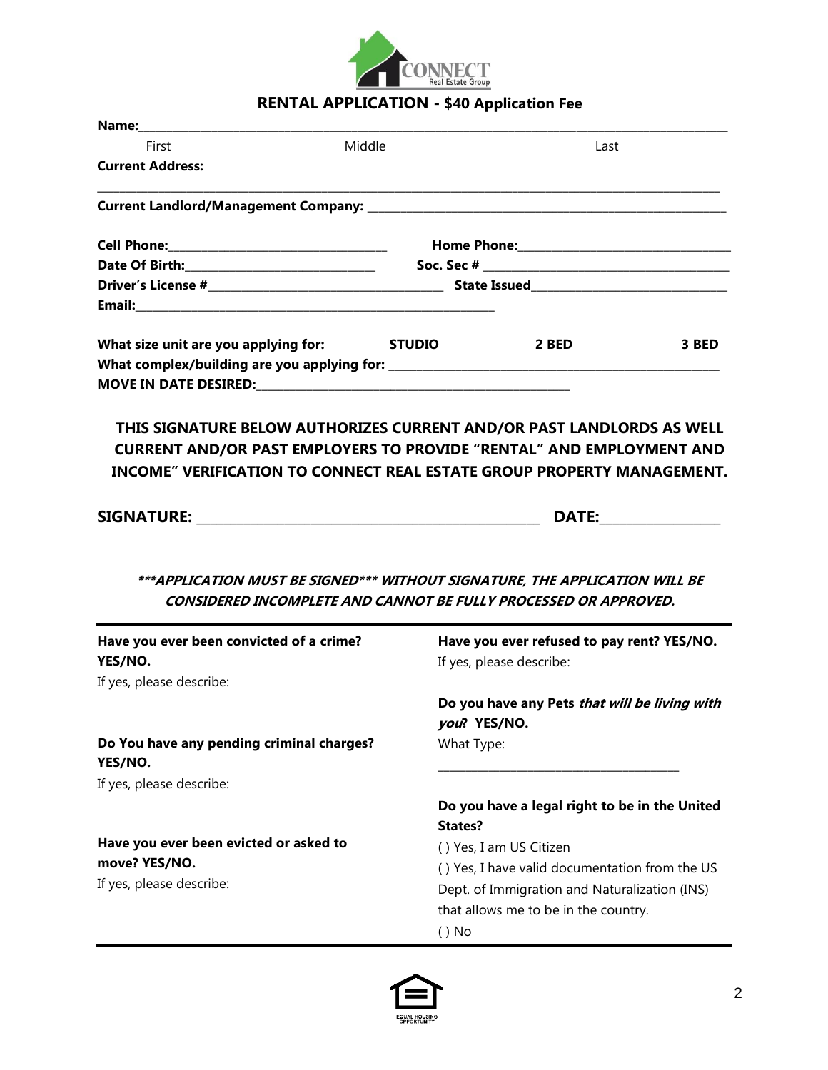CONNECT Real Estate Group

# RENTAL APPLICATION - $40 Application Fee

**Name:**\_\_\_\_\_\_\_\_\_\_\_\_\_\_\_\_\_\_\_\_\_\_\_\_\_\_\_\_\_\_\_\_\_\_\_\_\_\_\_\_\_\_\_\_\_\_\_\_\_\_\_\_\_\_\_\_\_\_\_\_\_\_\_\_

First Middle Last

**Current Address:**

\_\_\_\_\_\_\_\_\_\_\_\_\_\_\_\_\_\_\_\_\_\_\_\_\_\_\_\_\_\_\_\_\_\_\_\_\_\_\_\_\_\_\_\_\_\_\_\_\_\_\_\_\_\_\_\_\_\_\_\_\_\_\_\_\_\_\_\_\_\_

**Current Landlord/Management Company:** \_\_\_\_\_\_\_\_\_\_\_\_\_\_\_\_\_\_\_\_\_\_\_\_\_\_\_\_\_\_\_\_\_\_\_\_\_\_\_\_

**Cell Phone:**\_\_\_\_\_\_\_\_\_\_\_\_\_\_\_\_\_\_\_\_\_\_\_\_\_\_\_ **Home Phone:**\_\_\_\_\_\_\_\_\_\_\_\_\_\_\_\_\_\_\_\_\_\_\_\_\_\_\_

**Date Of Birth:**\_\_\_\_\_\_\_\_\_\_\_\_\_\_\_\_\_\_\_\_\_\_\_\_\_ **Soc. Sec #** \_\_\_\_\_\_\_\_\_\_\_\_\_\_\_\_\_\_\_\_\_\_\_\_\_\_\_\_\_\_

**Driver's License #**\_\_\_\_\_\_\_\_\_\_\_\_\_\_\_\_\_\_\_\_\_\_\_\_\_\_\_\_\_\_ **State Issued**\_\_\_\_\_\_\_\_\_\_\_\_\_\_\_\_\_\_\_\_\_\_\_\_\_\_

**Email:**\_\_\_\_\_\_\_\_\_\_\_\_\_\_\_\_\_\_\_\_\_\_\_\_\_\_\_\_\_\_\_\_\_\_\_\_\_\_\_\_\_\_\_\_\_\_\_\_\_\_

**What size unit are you applying for:** **STUDIO** **2 BED** **3 BED**

**What complex/building are you applying for:** \_\_\_\_\_\_\_\_\_\_\_\_\_\_\_\_\_\_\_\_\_\_\_\_\_\_\_\_\_\_\_\_\_\_\_\_\_\_\_\_\_\_\_

**MOVE IN DATE DESIRED:**\_\_\_\_\_\_\_\_\_\_\_\_\_\_\_\_\_\_\_\_\_\_\_\_\_\_\_\_\_\_\_\_\_\_\_\_\_\_\_\_\_\_\_\_\_

**THIS SIGNATURE BELOW AUTHORIZES CURRENT AND/OR PAST LANDLORDS AS WELL CURRENT AND/OR PAST EMPLOYERS TO PROVIDE "RENTAL" AND EMPLOYMENT AND INCOME" VERIFICATION TO CONNECT REAL ESTATE GROUP PROPERTY MANAGEMENT.**

**SIGNATURE:** \_\_\_\_\_\_\_\_\_\_\_\_\_\_\_\_\_\_\_\_\_\_\_\_\_\_\_\_\_\_\_\_\_\_\_\_\_\_\_\_\_\_\_\_ **DATE:**\_\_\_\_\_\_\_\_\_\_\_\_\_\_\_

***\*\*\*APPLICATION MUST BE SIGNED\*\*\* WITHOUT SIGNATURE, THE APPLICATION WILL BE CONSIDERED INCOMPLETE AND CANNOT BE FULLY PROCESSED OR APPROVED.***

---

**Have you ever been convicted of a crime? YES/NO.**
If yes, please describe:

**Do You have any pending criminal charges? YES/NO.**
If yes, please describe:

**Have you ever been evicted or asked to move? YES/NO.**
If yes, please describe:

**Have you ever refused to pay rent? YES/NO.**
If yes, please describe:

**Do you have any Pets *that will be living with you*? YES/NO.**
What Type:

\_\_\_\_\_\_\_\_\_\_\_\_\_\_\_\_\_\_\_\_\_\_\_\_\_\_\_\_\_\_\_\_\_\_

**Do you have a legal right to be in the United States?**

( ) Yes, I am US Citizen
( ) Yes, I have valid documentation from the US Dept. of Immigration and Naturalization (INS) that allows me to be in the country.
( ) No

---

EQUAL HOUSING OPPORTUNITY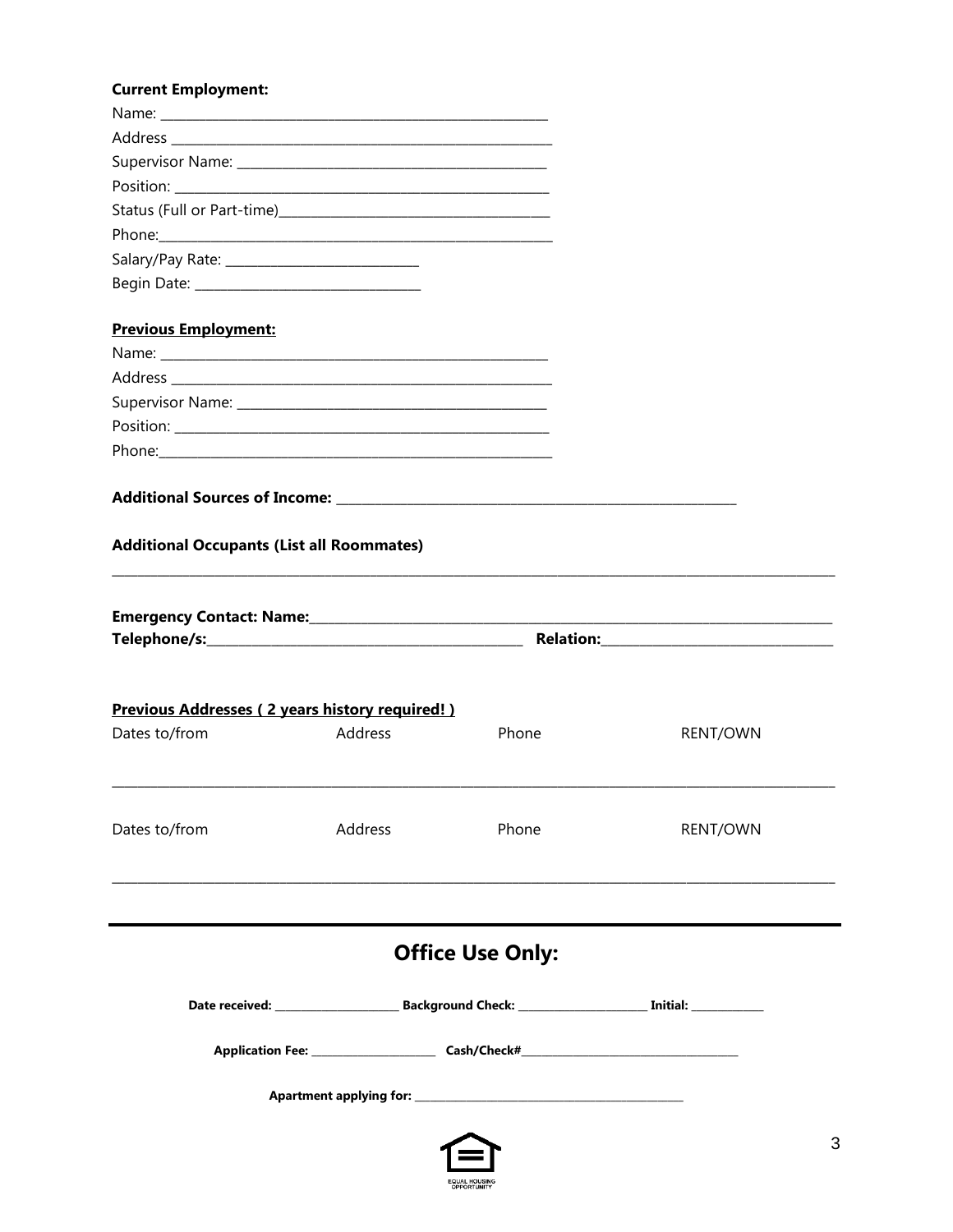**Current Employment:**

Name: ___________________________________________________________

Address ___________________________________________________________

Supervisor Name: _______________________________________________

Position: _________________________________________________________

Status (Full or Part-time)_________________________________________

Phone:____________________________________________________________

Salary/Pay Rate: ____________________________

Begin Date: _________________________________

**Previous Employment:**

Name: ___________________________________________________________

Address ___________________________________________________________

Supervisor Name: _______________________________________________

Position: _________________________________________________________

Phone:____________________________________________________________

**Additional Sources of Income:** _____________________________________________________________

**Additional Occupants (List all Roommates)**

___________________________________________________________________________________________________________

**Emergency Contact: Name:**___________________________________________________________________________________

**Telephone/s:**________________________________________________ **Relation:**__________________________________

**Previous Addresses ( 2 years history required! )**

| Dates to/from | Address | Phone | RENT/OWN |
|---|---|---|---|
| | | | |
| Dates to/from | Address | Phone | RENT/OWN |
| | | | |

## Office Use Only:

**Date received:** ______________________ **Background Check:** ______________________ **Initial:** _____________

**Application Fee:** ______________________ **Cash/Check#**_______________________________________

**Apartment applying for:** _______________________________________________

EQUAL HOUSING OPPORTUNITY